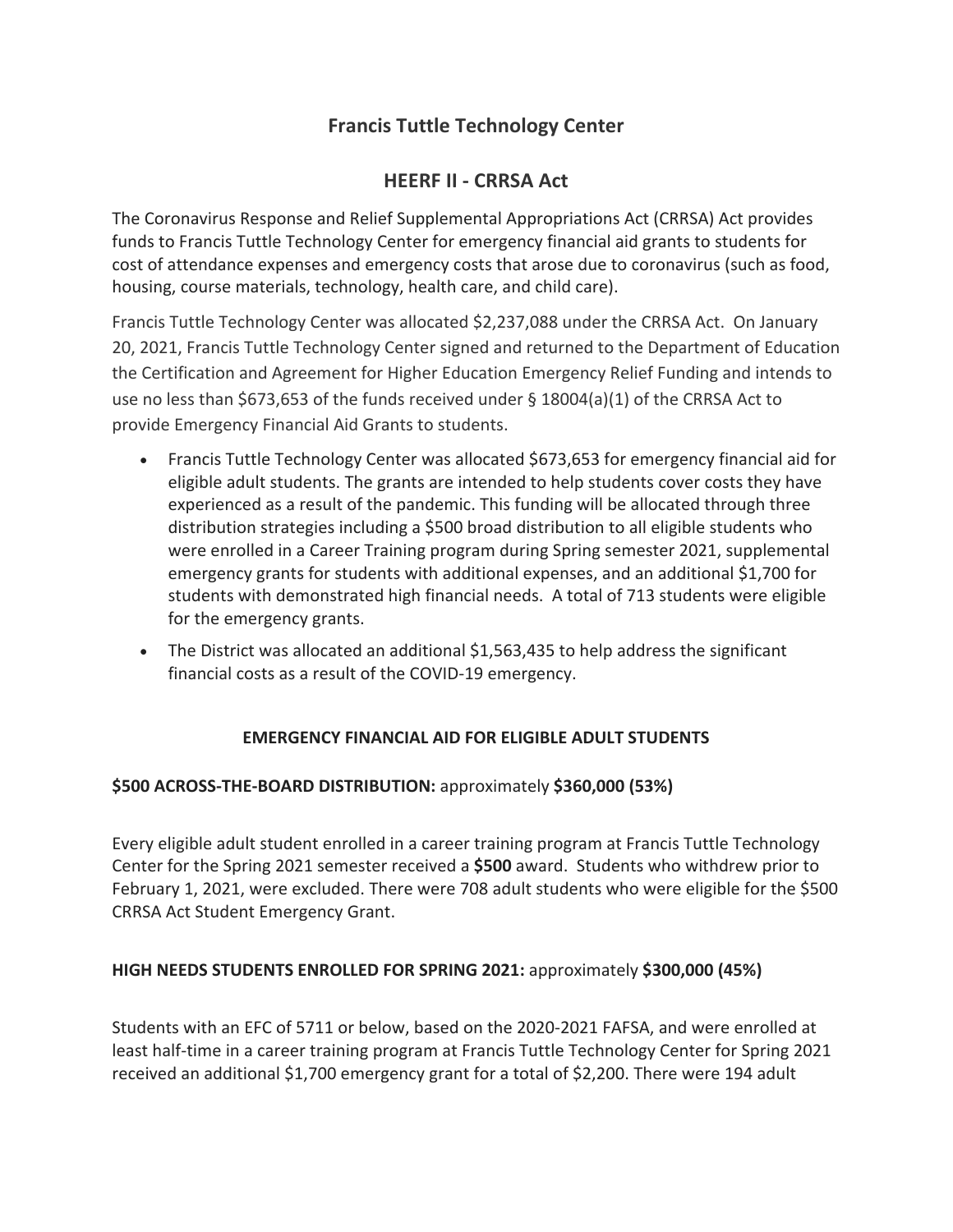# Francis Tuttle Technology Center

## HEERF II - CRRSA Act

The Coronavirus Response and Relief Supplemental Appropriations Act (CRRSA) Act provides funds to Francis Tuttle Technology Center for emergency financial aid grants to students for cost of attendance expenses and emergency costs that arose due to coronavirus (such as food, housing, course materials, technology, health care, and child care).

Francis Tuttle Technology Center was allocated $2,237,088 under the CRRSA Act. On January 20, 2021, Francis Tuttle Technology Center signed and returned to the Department of Education the Certification and Agreement for Higher Education Emergency Relief Funding and intends to use no less than $673,653 of the funds received under § 18004(a)(1) of the CRRSA Act to provide Emergency Financial Aid Grants to students.

- Francis Tuttle Technology Center was allocated $673,653 for emergency financial aid for eligible adult students. The grants are intended to help students cover costs they have experienced as a result of the pandemic. This funding will be allocated through three distribution strategies including a $500 broad distribution to all eligible students who were enrolled in a Career Training program during Spring semester 2021, supplemental emergency grants for students with additional expenses, and an additional $1,700 for students with demonstrated high financial needs. A total of 713 students were eligible for the emergency grants.
- The District was allocated an additional $1,563,435 to help address the significant financial costs as a result of the COVID-19 emergency.

### EMERGENCY FINANCIAL AID FOR ELIGIBLE ADULT STUDENTS

**$500 ACROSS-THE-BOARD DISTRIBUTION:** approximately **$360,000 (53%)**

Every eligible adult student enrolled in a career training program at Francis Tuttle Technology Center for the Spring 2021 semester received a **$500** award. Students who withdrew prior to February 1, 2021, were excluded. There were 708 adult students who were eligible for the $500 CRRSA Act Student Emergency Grant.

**HIGH NEEDS STUDENTS ENROLLED FOR SPRING 2021:** approximately **$300,000 (45%)**

Students with an EFC of 5711 or below, based on the 2020-2021 FAFSA, and were enrolled at least half-time in a career training program at Francis Tuttle Technology Center for Spring 2021 received an additional $1,700 emergency grant for a total of $2,200. There were 194 adult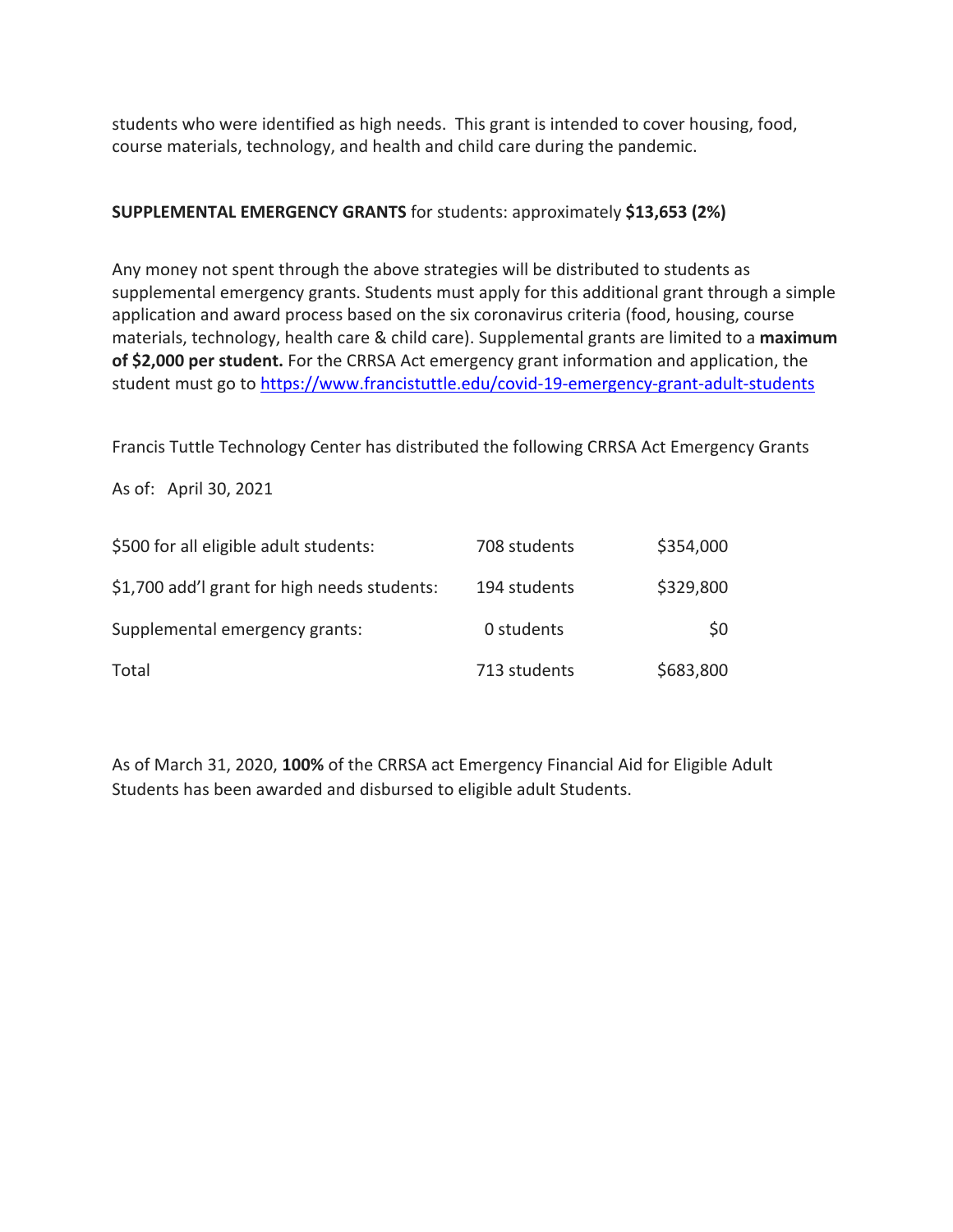students who were identified as high needs. This grant is intended to cover housing, food, course materials, technology, and health and child care during the pandemic.

**SUPPLEMENTAL EMERGENCY GRANTS** for students: approximately **$13,653 (2%)**

Any money not spent through the above strategies will be distributed to students as supplemental emergency grants. Students must apply for this additional grant through a simple application and award process based on the six coronavirus criteria (food, housing, course materials, technology, health care & child care). Supplemental grants are limited to a **maximum of $2,000 per student.** For the CRRSA Act emergency grant information and application, the student must go to https://www.francistuttle.edu/covid-19-emergency-grant-adult-students

Francis Tuttle Technology Center has distributed the following CRRSA Act Emergency Grants

As of: April 30, 2021

| | | |
|---|---|---|
| $500 for all eligible adult students: | 708 students | $354,000 |
| $1,700 add'l grant for high needs students: | 194 students | $329,800 |
| Supplemental emergency grants: | 0 students | $0 |
| Total | 713 students | $683,800 |

As of March 31, 2020, **100%** of the CRRSA act Emergency Financial Aid for Eligible Adult Students has been awarded and disbursed to eligible adult Students.